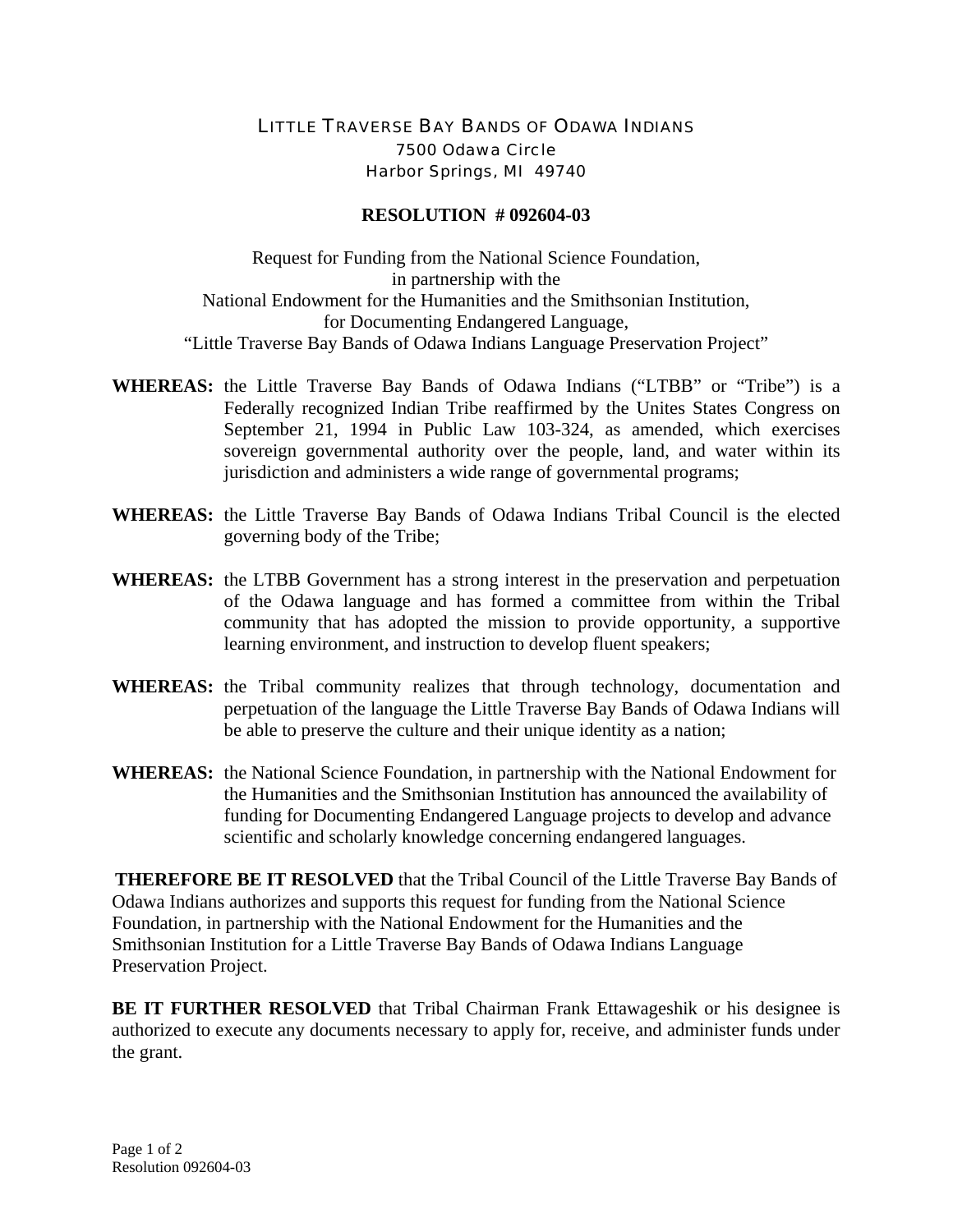LITTLE TRAVERSE BAY BANDS OF ODAWA INDIANS
7500 Odawa Circle
Harbor Springs, MI 49740

# RESOLUTION # 092604-03

Request for Funding from the National Science Foundation,
in partnership with the
National Endowment for the Humanities and the Smithsonian Institution,
for Documenting Endangered Language,
"Little Traverse Bay Bands of Odawa Indians Language Preservation Project"

**WHEREAS:** the Little Traverse Bay Bands of Odawa Indians ("LTBB" or "Tribe") is a Federally recognized Indian Tribe reaffirmed by the Unites States Congress on September 21, 1994 in Public Law 103-324, as amended, which exercises sovereign governmental authority over the people, land, and water within its jurisdiction and administers a wide range of governmental programs;

**WHEREAS:** the Little Traverse Bay Bands of Odawa Indians Tribal Council is the elected governing body of the Tribe;

**WHEREAS:** the LTBB Government has a strong interest in the preservation and perpetuation of the Odawa language and has formed a committee from within the Tribal community that has adopted the mission to provide opportunity, a supportive learning environment, and instruction to develop fluent speakers;

**WHEREAS:** the Tribal community realizes that through technology, documentation and perpetuation of the language the Little Traverse Bay Bands of Odawa Indians will be able to preserve the culture and their unique identity as a nation;

**WHEREAS:** the National Science Foundation, in partnership with the National Endowment for the Humanities and the Smithsonian Institution has announced the availability of funding for Documenting Endangered Language projects to develop and advance scientific and scholarly knowledge concerning endangered languages.

**THEREFORE BE IT RESOLVED** that the Tribal Council of the Little Traverse Bay Bands of Odawa Indians authorizes and supports this request for funding from the National Science Foundation, in partnership with the National Endowment for the Humanities and the Smithsonian Institution for a Little Traverse Bay Bands of Odawa Indians Language Preservation Project.

**BE IT FURTHER RESOLVED** that Tribal Chairman Frank Ettawageshik or his designee is authorized to execute any documents necessary to apply for, receive, and administer funds under the grant.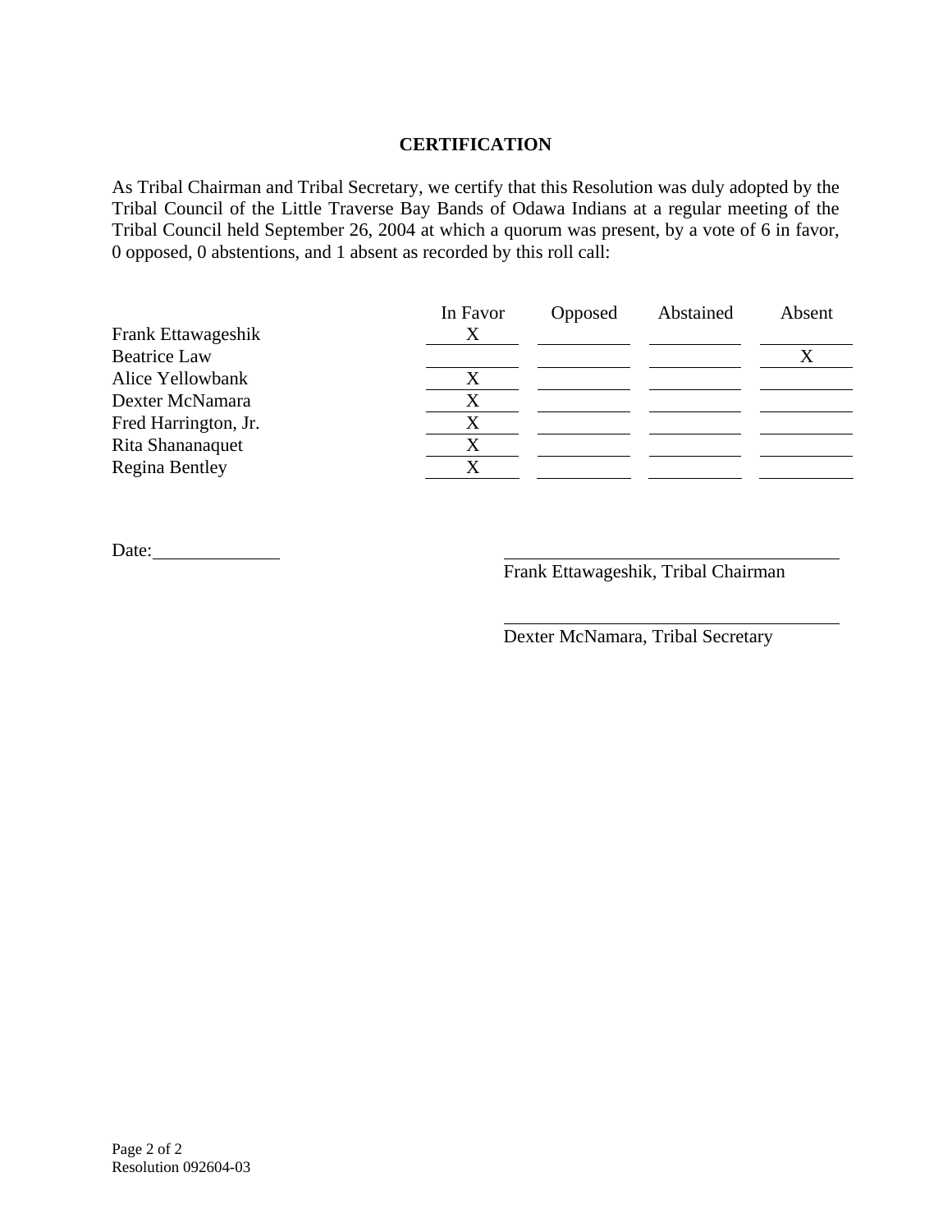## CERTIFICATION

As Tribal Chairman and Tribal Secretary, we certify that this Resolution was duly adopted by the Tribal Council of the Little Traverse Bay Bands of Odawa Indians at a regular meeting of the Tribal Council held September 26, 2004 at which a quorum was present, by a vote of 6 in favor, 0 opposed, 0 abstentions, and 1 absent as recorded by this roll call:

| | In Favor | Opposed | Abstained | Absent |
|---|---|---|---|---|
| Frank Ettawageshik | X | | | |
| Beatrice Law | | | | X |
| Alice Yellowbank | X | | | |
| Dexter McNamara | X | | | |
| Fred Harrington, Jr. | X | | | |
| Rita Shananaquet | X | | | |
| Regina Bentley | X | | | |

Date: ______________

______________________________
Frank Ettawageshik, Tribal Chairman

______________________________
Dexter McNamara, Tribal Secretary

Resolution 092604-03